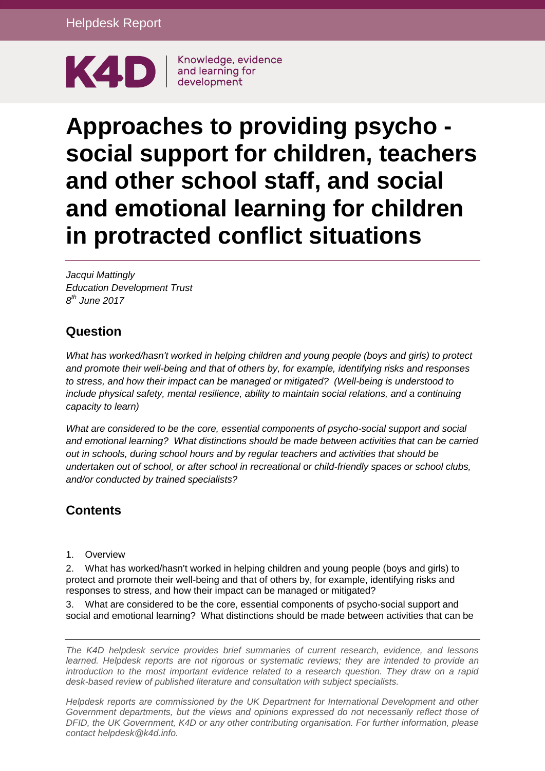Helpdesk Report

K4D | Knowledge, evidence and learning for development

# Approaches to providing psycho - social support for children, teachers and other school staff, and social and emotional learning for children in protracted conflict situations

*Jacqui Mattingly*
*Education Development Trust*
*8th June 2017*

## Question

*What has worked/hasn't worked in helping children and young people (boys and girls) to protect and promote their well-being and that of others by, for example, identifying risks and responses to stress, and how their impact can be managed or mitigated? (Well-being is understood to include physical safety, mental resilience, ability to maintain social relations, and a continuing capacity to learn)*

*What are considered to be the core, essential components of psycho-social support and social and emotional learning? What distinctions should be made between activities that can be carried out in schools, during school hours and by regular teachers and activities that should be undertaken out of school, or after school in recreational or child-friendly spaces or school clubs, and/or conducted by trained specialists?*

## Contents

1. Overview
2. What has worked/hasn't worked in helping children and young people (boys and girls) to protect and promote their well-being and that of others by, for example, identifying risks and responses to stress, and how their impact can be managed or mitigated?
3. What are considered to be the core, essential components of psycho-social support and social and emotional learning? What distinctions should be made between activities that can be

*The K4D helpdesk service provides brief summaries of current research, evidence, and lessons learned. Helpdesk reports are not rigorous or systematic reviews; they are intended to provide an introduction to the most important evidence related to a research question. They draw on a rapid desk-based review of published literature and consultation with subject specialists.*

*Helpdesk reports are commissioned by the UK Department for International Development and other Government departments, but the views and opinions expressed do not necessarily reflect those of DFID, the UK Government, K4D or any other contributing organisation. For further information, please contact helpdesk@k4d.info.*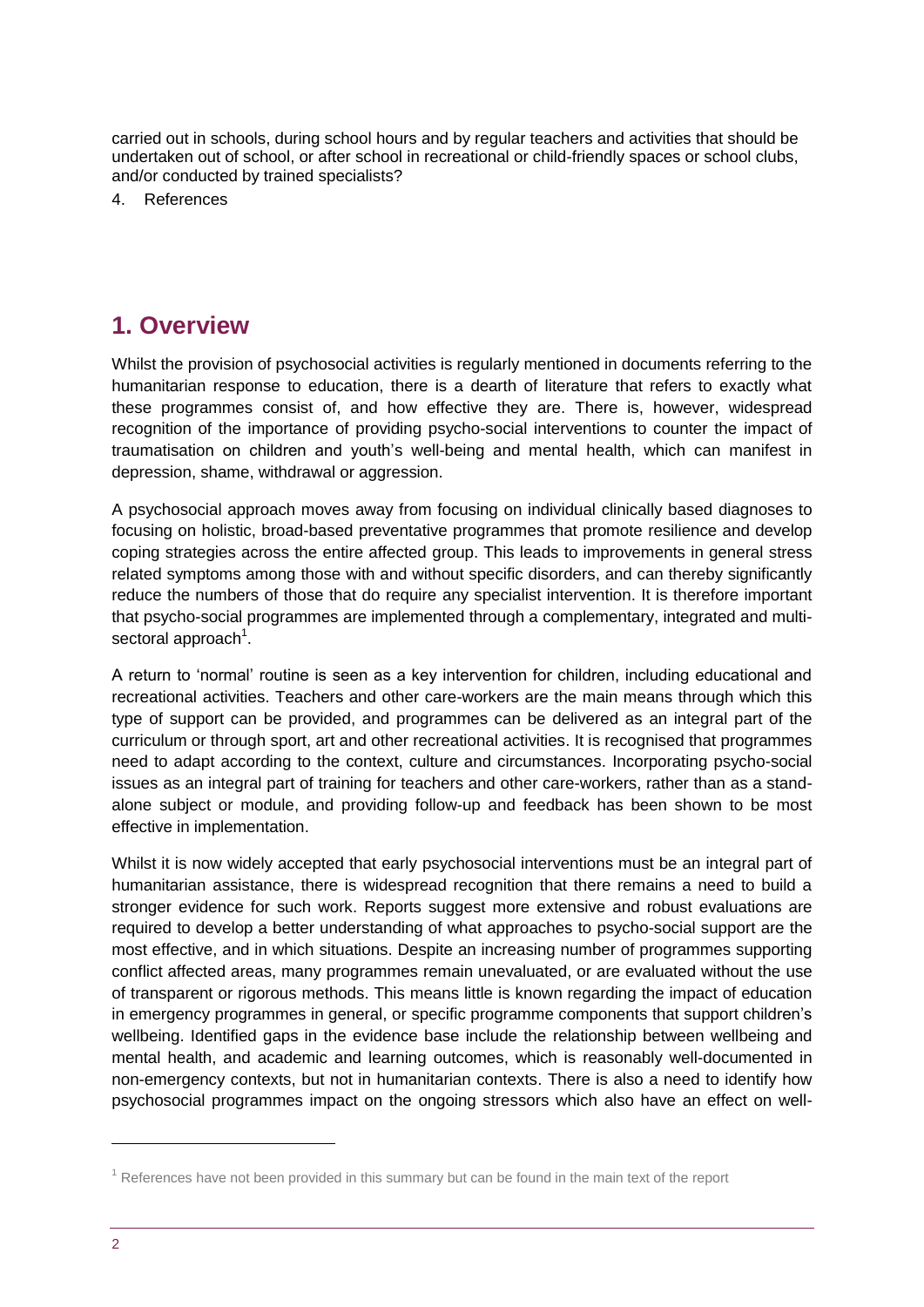carried out in schools, during school hours and by regular teachers and activities that should be undertaken out of school, or after school in recreational or child-friendly spaces or school clubs, and/or conducted by trained specialists?

4. References

## 1. Overview

Whilst the provision of psychosocial activities is regularly mentioned in documents referring to the humanitarian response to education, there is a dearth of literature that refers to exactly what these programmes consist of, and how effective they are. There is, however, widespread recognition of the importance of providing psycho-social interventions to counter the impact of traumatisation on children and youth's well-being and mental health, which can manifest in depression, shame, withdrawal or aggression.

A psychosocial approach moves away from focusing on individual clinically based diagnoses to focusing on holistic, broad-based preventative programmes that promote resilience and develop coping strategies across the entire affected group. This leads to improvements in general stress related symptoms among those with and without specific disorders, and can thereby significantly reduce the numbers of those that do require any specialist intervention. It is therefore important that psycho-social programmes are implemented through a complementary, integrated and multi-sectoral approach[1].

A return to 'normal' routine is seen as a key intervention for children, including educational and recreational activities. Teachers and other care-workers are the main means through which this type of support can be provided, and programmes can be delivered as an integral part of the curriculum or through sport, art and other recreational activities. It is recognised that programmes need to adapt according to the context, culture and circumstances. Incorporating psycho-social issues as an integral part of training for teachers and other care-workers, rather than as a stand-alone subject or module, and providing follow-up and feedback has been shown to be most effective in implementation.

Whilst it is now widely accepted that early psychosocial interventions must be an integral part of humanitarian assistance, there is widespread recognition that there remains a need to build a stronger evidence for such work. Reports suggest more extensive and robust evaluations are required to develop a better understanding of what approaches to psycho-social support are the most effective, and in which situations. Despite an increasing number of programmes supporting conflict affected areas, many programmes remain unevaluated, or are evaluated without the use of transparent or rigorous methods. This means little is known regarding the impact of education in emergency programmes in general, or specific programme components that support children's wellbeing. Identified gaps in the evidence base include the relationship between wellbeing and mental health, and academic and learning outcomes, which is reasonably well-documented in non-emergency contexts, but not in humanitarian contexts. There is also a need to identify how psychosocial programmes impact on the ongoing stressors which also have an effect on well-

[1] References have not been provided in this summary but can be found in the main text of the report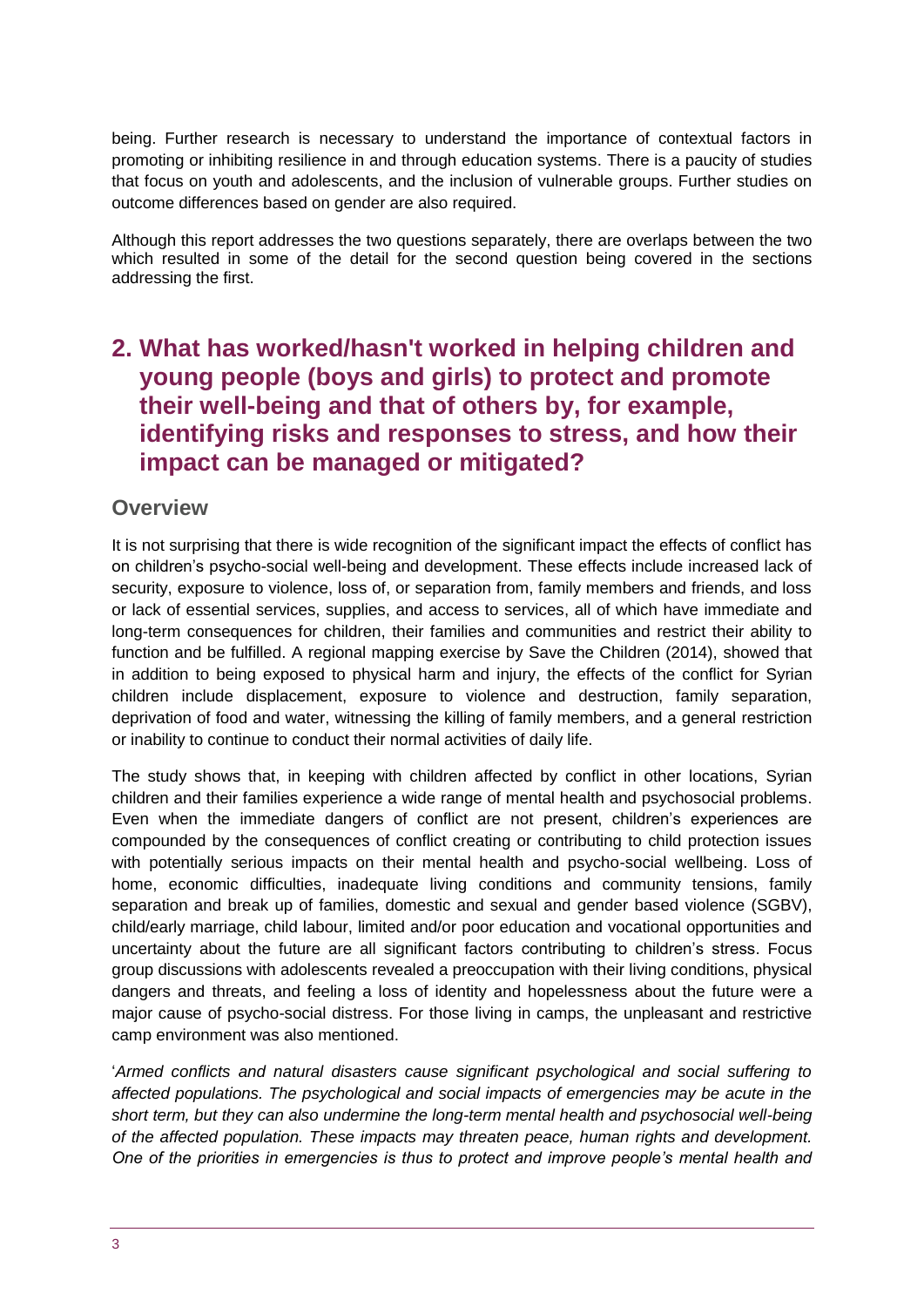being. Further research is necessary to understand the importance of contextual factors in promoting or inhibiting resilience in and through education systems. There is a paucity of studies that focus on youth and adolescents, and the inclusion of vulnerable groups. Further studies on outcome differences based on gender are also required.

Although this report addresses the two questions separately, there are overlaps between the two which resulted in some of the detail for the second question being covered in the sections addressing the first.

# 2. What has worked/hasn't worked in helping children and young people (boys and girls) to protect and promote their well-being and that of others by, for example, identifying risks and responses to stress, and how their impact can be managed or mitigated?

## Overview

It is not surprising that there is wide recognition of the significant impact the effects of conflict has on children's psycho-social well-being and development. These effects include increased lack of security, exposure to violence, loss of, or separation from, family members and friends, and loss or lack of essential services, supplies, and access to services, all of which have immediate and long-term consequences for children, their families and communities and restrict their ability to function and be fulfilled. A regional mapping exercise by Save the Children (2014), showed that in addition to being exposed to physical harm and injury, the effects of the conflict for Syrian children include displacement, exposure to violence and destruction, family separation, deprivation of food and water, witnessing the killing of family members, and a general restriction or inability to continue to conduct their normal activities of daily life.

The study shows that, in keeping with children affected by conflict in other locations, Syrian children and their families experience a wide range of mental health and psychosocial problems. Even when the immediate dangers of conflict are not present, children's experiences are compounded by the consequences of conflict creating or contributing to child protection issues with potentially serious impacts on their mental health and psycho-social wellbeing. Loss of home, economic difficulties, inadequate living conditions and community tensions, family separation and break up of families, domestic and sexual and gender based violence (SGBV), child/early marriage, child labour, limited and/or poor education and vocational opportunities and uncertainty about the future are all significant factors contributing to children's stress. Focus group discussions with adolescents revealed a preoccupation with their living conditions, physical dangers and threats, and feeling a loss of identity and hopelessness about the future were a major cause of psycho-social distress. For those living in camps, the unpleasant and restrictive camp environment was also mentioned.

'*Armed conflicts and natural disasters cause significant psychological and social suffering to affected populations. The psychological and social impacts of emergencies may be acute in the short term, but they can also undermine the long-term mental health and psychosocial well-being of the affected population. These impacts may threaten peace, human rights and development. One of the priorities in emergencies is thus to protect and improve people's mental health and*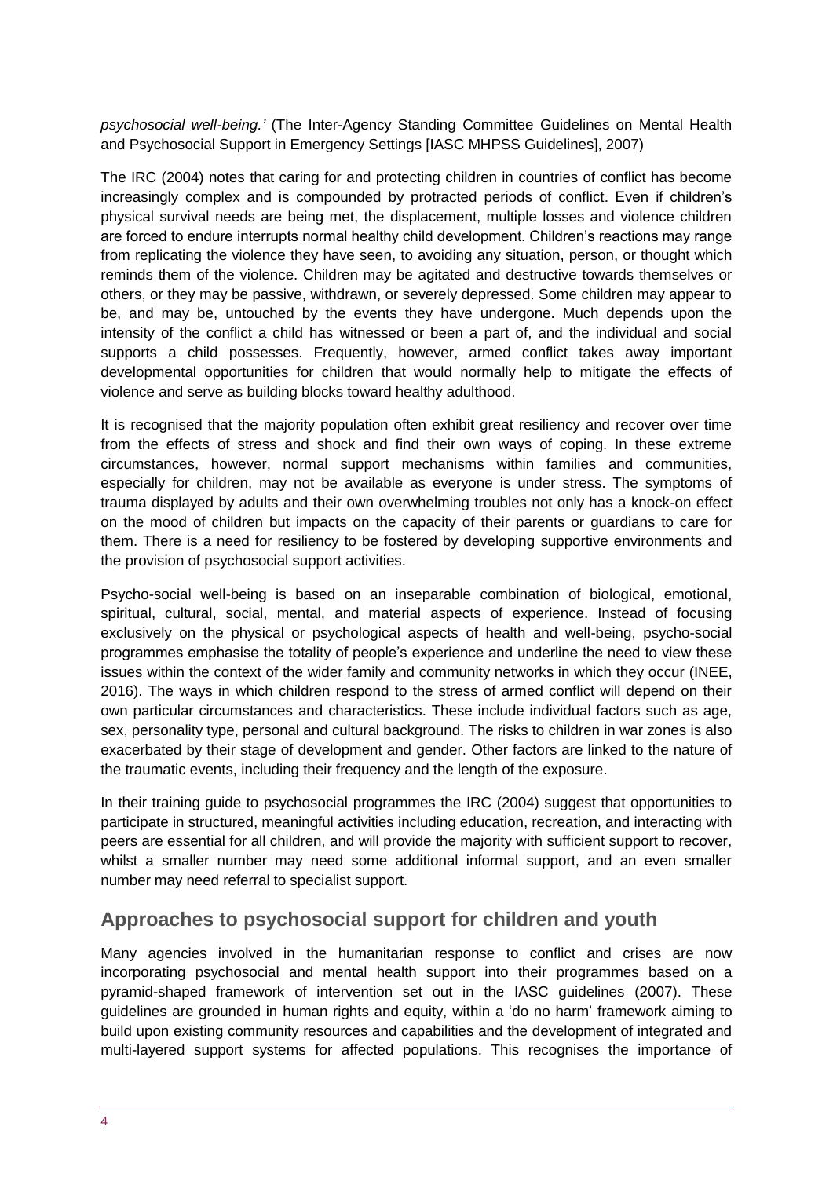*psychosocial well-being.'* (The Inter-Agency Standing Committee Guidelines on Mental Health and Psychosocial Support in Emergency Settings [IASC MHPSS Guidelines], 2007)

The IRC (2004) notes that caring for and protecting children in countries of conflict has become increasingly complex and is compounded by protracted periods of conflict. Even if children's physical survival needs are being met, the displacement, multiple losses and violence children are forced to endure interrupts normal healthy child development. Children's reactions may range from replicating the violence they have seen, to avoiding any situation, person, or thought which reminds them of the violence. Children may be agitated and destructive towards themselves or others, or they may be passive, withdrawn, or severely depressed. Some children may appear to be, and may be, untouched by the events they have undergone. Much depends upon the intensity of the conflict a child has witnessed or been a part of, and the individual and social supports a child possesses. Frequently, however, armed conflict takes away important developmental opportunities for children that would normally help to mitigate the effects of violence and serve as building blocks toward healthy adulthood.

It is recognised that the majority population often exhibit great resiliency and recover over time from the effects of stress and shock and find their own ways of coping. In these extreme circumstances, however, normal support mechanisms within families and communities, especially for children, may not be available as everyone is under stress. The symptoms of trauma displayed by adults and their own overwhelming troubles not only has a knock-on effect on the mood of children but impacts on the capacity of their parents or guardians to care for them. There is a need for resiliency to be fostered by developing supportive environments and the provision of psychosocial support activities.

Psycho-social well-being is based on an inseparable combination of biological, emotional, spiritual, cultural, social, mental, and material aspects of experience. Instead of focusing exclusively on the physical or psychological aspects of health and well-being, psycho-social programmes emphasise the totality of people's experience and underline the need to view these issues within the context of the wider family and community networks in which they occur (INEE, 2016). The ways in which children respond to the stress of armed conflict will depend on their own particular circumstances and characteristics. These include individual factors such as age, sex, personality type, personal and cultural background. The risks to children in war zones is also exacerbated by their stage of development and gender. Other factors are linked to the nature of the traumatic events, including their frequency and the length of the exposure.

In their training guide to psychosocial programmes the IRC (2004) suggest that opportunities to participate in structured, meaningful activities including education, recreation, and interacting with peers are essential for all children, and will provide the majority with sufficient support to recover, whilst a smaller number may need some additional informal support, and an even smaller number may need referral to specialist support.

## Approaches to psychosocial support for children and youth

Many agencies involved in the humanitarian response to conflict and crises are now incorporating psychosocial and mental health support into their programmes based on a pyramid-shaped framework of intervention set out in the IASC guidelines (2007). These guidelines are grounded in human rights and equity, within a 'do no harm' framework aiming to build upon existing community resources and capabilities and the development of integrated and multi-layered support systems for affected populations. This recognises the importance of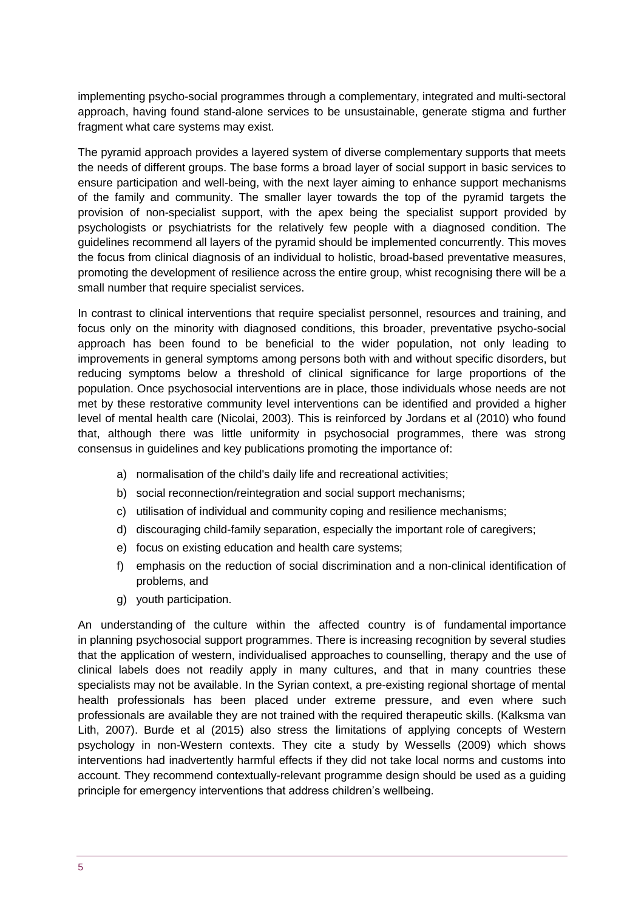implementing psycho-social programmes through a complementary, integrated and multi-sectoral approach, having found stand-alone services to be unsustainable, generate stigma and further fragment what care systems may exist.

The pyramid approach provides a layered system of diverse complementary supports that meets the needs of different groups. The base forms a broad layer of social support in basic services to ensure participation and well-being, with the next layer aiming to enhance support mechanisms of the family and community. The smaller layer towards the top of the pyramid targets the provision of non-specialist support, with the apex being the specialist support provided by psychologists or psychiatrists for the relatively few people with a diagnosed condition. The guidelines recommend all layers of the pyramid should be implemented concurrently. This moves the focus from clinical diagnosis of an individual to holistic, broad-based preventative measures, promoting the development of resilience across the entire group, whist recognising there will be a small number that require specialist services.

In contrast to clinical interventions that require specialist personnel, resources and training, and focus only on the minority with diagnosed conditions, this broader, preventative psycho-social approach has been found to be beneficial to the wider population, not only leading to improvements in general symptoms among persons both with and without specific disorders, but reducing symptoms below a threshold of clinical significance for large proportions of the population. Once psychosocial interventions are in place, those individuals whose needs are not met by these restorative community level interventions can be identified and provided a higher level of mental health care (Nicolai, 2003). This is reinforced by Jordans et al (2010) who found that, although there was little uniformity in psychosocial programmes, there was strong consensus in guidelines and key publications promoting the importance of:

a) normalisation of the child's daily life and recreational activities;
b) social reconnection/reintegration and social support mechanisms;
c) utilisation of individual and community coping and resilience mechanisms;
d) discouraging child-family separation, especially the important role of caregivers;
e) focus on existing education and health care systems;
f) emphasis on the reduction of social discrimination and a non-clinical identification of problems, and
g) youth participation.

An understanding of the culture within the affected country is of fundamental importance in planning psychosocial support programmes. There is increasing recognition by several studies that the application of western, individualised approaches to counselling, therapy and the use of clinical labels does not readily apply in many cultures, and that in many countries these specialists may not be available. In the Syrian context, a pre-existing regional shortage of mental health professionals has been placed under extreme pressure, and even where such professionals are available they are not trained with the required therapeutic skills. (Kalksma van Lith, 2007). Burde et al (2015) also stress the limitations of applying concepts of Western psychology in non-Western contexts. They cite a study by Wessells (2009) which shows interventions had inadvertently harmful effects if they did not take local norms and customs into account. They recommend contextually-relevant programme design should be used as a guiding principle for emergency interventions that address children's wellbeing.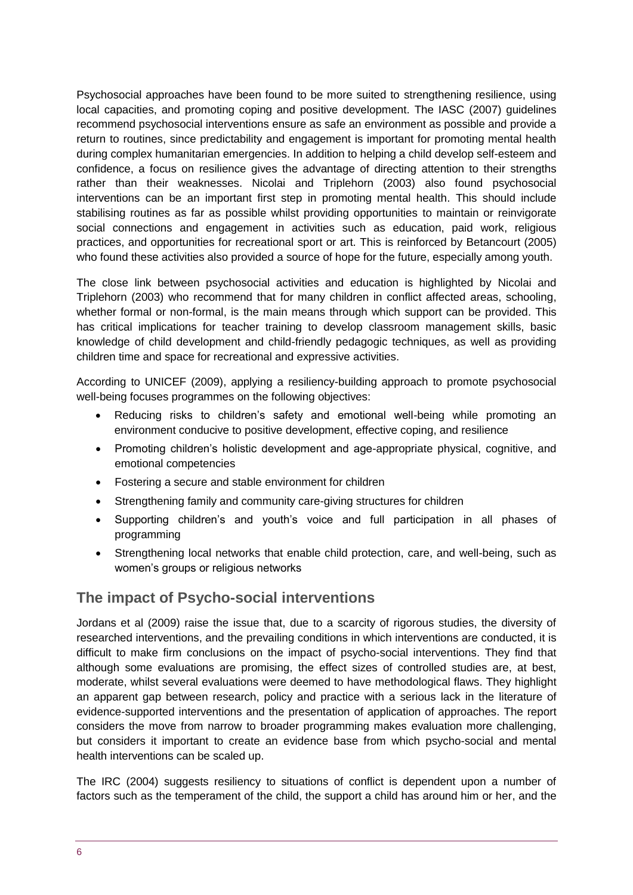Psychosocial approaches have been found to be more suited to strengthening resilience, using local capacities, and promoting coping and positive development. The IASC (2007) guidelines recommend psychosocial interventions ensure as safe an environment as possible and provide a return to routines, since predictability and engagement is important for promoting mental health during complex humanitarian emergencies. In addition to helping a child develop self-esteem and confidence, a focus on resilience gives the advantage of directing attention to their strengths rather than their weaknesses. Nicolai and Triplehorn (2003) also found psychosocial interventions can be an important first step in promoting mental health. This should include stabilising routines as far as possible whilst providing opportunities to maintain or reinvigorate social connections and engagement in activities such as education, paid work, religious practices, and opportunities for recreational sport or art. This is reinforced by Betancourt (2005) who found these activities also provided a source of hope for the future, especially among youth.

The close link between psychosocial activities and education is highlighted by Nicolai and Triplehorn (2003) who recommend that for many children in conflict affected areas, schooling, whether formal or non-formal, is the main means through which support can be provided. This has critical implications for teacher training to develop classroom management skills, basic knowledge of child development and child-friendly pedagogic techniques, as well as providing children time and space for recreational and expressive activities.

According to UNICEF (2009), applying a resiliency-building approach to promote psychosocial well-being focuses programmes on the following objectives:

- Reducing risks to children's safety and emotional well-being while promoting an environment conducive to positive development, effective coping, and resilience
- Promoting children's holistic development and age-appropriate physical, cognitive, and emotional competencies
- Fostering a secure and stable environment for children
- Strengthening family and community care-giving structures for children
- Supporting children's and youth's voice and full participation in all phases of programming
- Strengthening local networks that enable child protection, care, and well-being, such as women's groups or religious networks

## The impact of Psycho-social interventions

Jordans et al (2009) raise the issue that, due to a scarcity of rigorous studies, the diversity of researched interventions, and the prevailing conditions in which interventions are conducted, it is difficult to make firm conclusions on the impact of psycho-social interventions. They find that although some evaluations are promising, the effect sizes of controlled studies are, at best, moderate, whilst several evaluations were deemed to have methodological flaws. They highlight an apparent gap between research, policy and practice with a serious lack in the literature of evidence-supported interventions and the presentation of application of approaches. The report considers the move from narrow to broader programming makes evaluation more challenging, but considers it important to create an evidence base from which psycho-social and mental health interventions can be scaled up.

The IRC (2004) suggests resiliency to situations of conflict is dependent upon a number of factors such as the temperament of the child, the support a child has around him or her, and the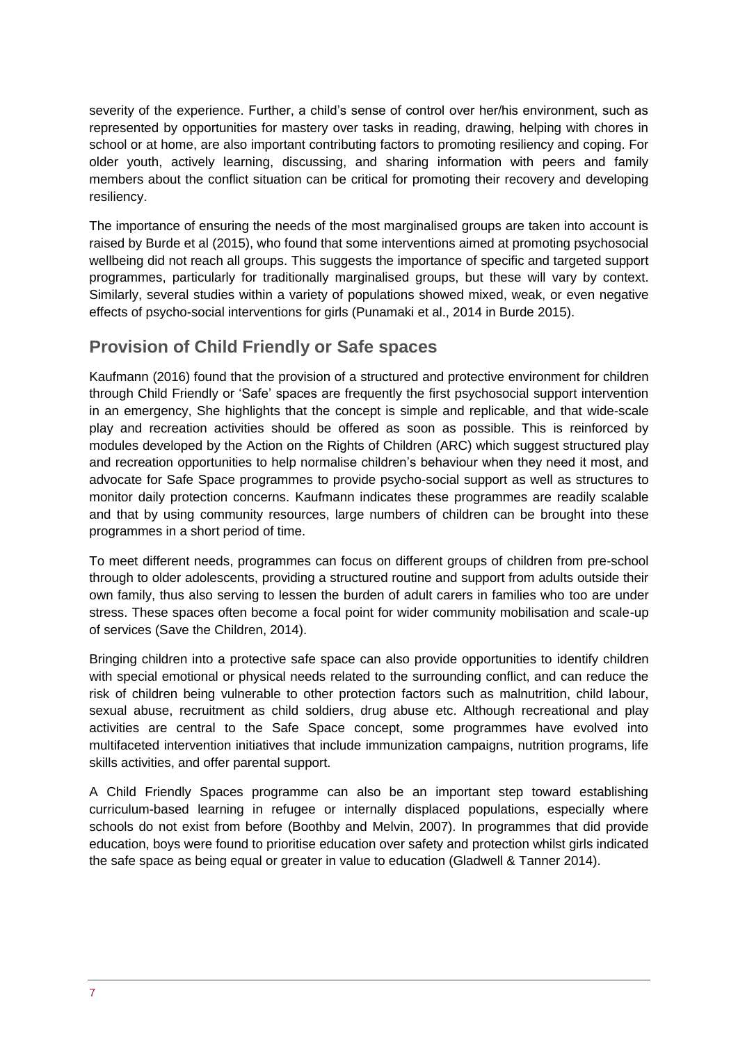severity of the experience. Further, a child's sense of control over her/his environment, such as represented by opportunities for mastery over tasks in reading, drawing, helping with chores in school or at home, are also important contributing factors to promoting resiliency and coping. For older youth, actively learning, discussing, and sharing information with peers and family members about the conflict situation can be critical for promoting their recovery and developing resiliency.

The importance of ensuring the needs of the most marginalised groups are taken into account is raised by Burde et al (2015), who found that some interventions aimed at promoting psychosocial wellbeing did not reach all groups. This suggests the importance of specific and targeted support programmes, particularly for traditionally marginalised groups, but these will vary by context. Similarly, several studies within a variety of populations showed mixed, weak, or even negative effects of psycho-social interventions for girls (Punamaki et al., 2014 in Burde 2015).

## Provision of Child Friendly or Safe spaces

Kaufmann (2016) found that the provision of a structured and protective environment for children through Child Friendly or 'Safe' spaces are frequently the first psychosocial support intervention in an emergency, She highlights that the concept is simple and replicable, and that wide-scale play and recreation activities should be offered as soon as possible. This is reinforced by modules developed by the Action on the Rights of Children (ARC) which suggest structured play and recreation opportunities to help normalise children's behaviour when they need it most, and advocate for Safe Space programmes to provide psycho-social support as well as structures to monitor daily protection concerns. Kaufmann indicates these programmes are readily scalable and that by using community resources, large numbers of children can be brought into these programmes in a short period of time.

To meet different needs, programmes can focus on different groups of children from pre-school through to older adolescents, providing a structured routine and support from adults outside their own family, thus also serving to lessen the burden of adult carers in families who too are under stress. These spaces often become a focal point for wider community mobilisation and scale-up of services (Save the Children, 2014).

Bringing children into a protective safe space can also provide opportunities to identify children with special emotional or physical needs related to the surrounding conflict, and can reduce the risk of children being vulnerable to other protection factors such as malnutrition, child labour, sexual abuse, recruitment as child soldiers, drug abuse etc. Although recreational and play activities are central to the Safe Space concept, some programmes have evolved into multifaceted intervention initiatives that include immunization campaigns, nutrition programs, life skills activities, and offer parental support.

A Child Friendly Spaces programme can also be an important step toward establishing curriculum-based learning in refugee or internally displaced populations, especially where schools do not exist from before (Boothby and Melvin, 2007). In programmes that did provide education, boys were found to prioritise education over safety and protection whilst girls indicated the safe space as being equal or greater in value to education (Gladwell & Tanner 2014).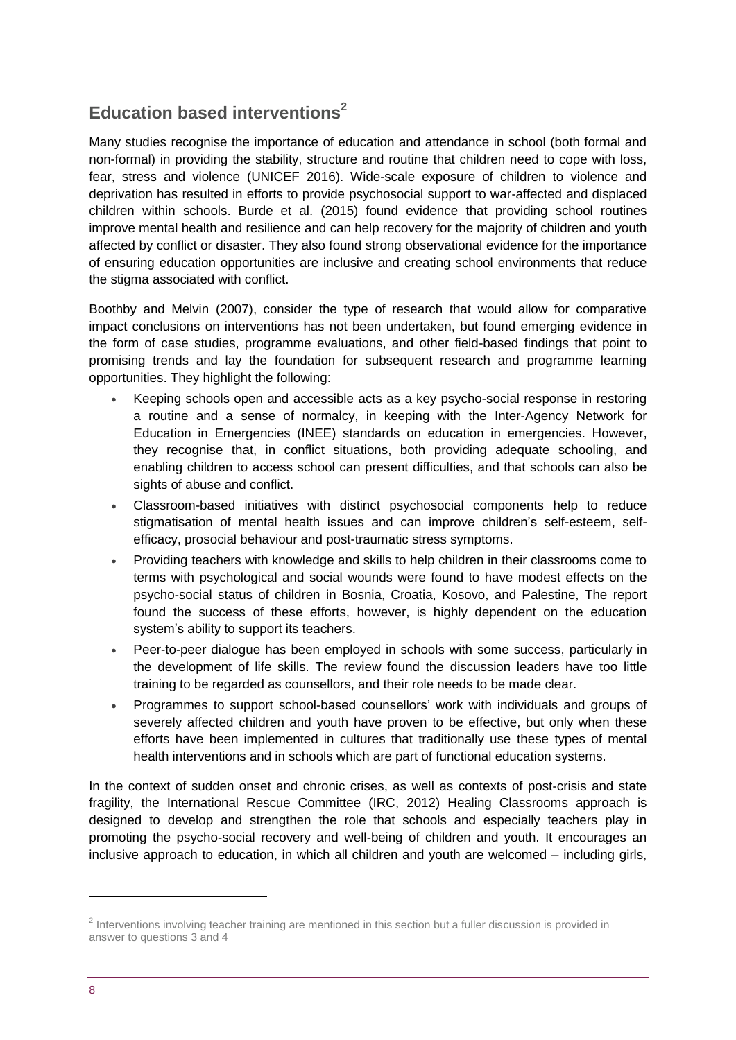## Education based interventions[2]

Many studies recognise the importance of education and attendance in school (both formal and non-formal) in providing the stability, structure and routine that children need to cope with loss, fear, stress and violence (UNICEF 2016). Wide-scale exposure of children to violence and deprivation has resulted in efforts to provide psychosocial support to war-affected and displaced children within schools. Burde et al. (2015) found evidence that providing school routines improve mental health and resilience and can help recovery for the majority of children and youth affected by conflict or disaster. They also found strong observational evidence for the importance of ensuring education opportunities are inclusive and creating school environments that reduce the stigma associated with conflict.

Boothby and Melvin (2007), consider the type of research that would allow for comparative impact conclusions on interventions has not been undertaken, but found emerging evidence in the form of case studies, programme evaluations, and other field-based findings that point to promising trends and lay the foundation for subsequent research and programme learning opportunities. They highlight the following:

- Keeping schools open and accessible acts as a key psycho-social response in restoring a routine and a sense of normalcy, in keeping with the Inter-Agency Network for Education in Emergencies (INEE) standards on education in emergencies. However, they recognise that, in conflict situations, both providing adequate schooling, and enabling children to access school can present difficulties, and that schools can also be sights of abuse and conflict.
- Classroom-based initiatives with distinct psychosocial components help to reduce stigmatisation of mental health issues and can improve children's self-esteem, self-efficacy, prosocial behaviour and post-traumatic stress symptoms.
- Providing teachers with knowledge and skills to help children in their classrooms come to terms with psychological and social wounds were found to have modest effects on the psycho-social status of children in Bosnia, Croatia, Kosovo, and Palestine, The report found the success of these efforts, however, is highly dependent on the education system's ability to support its teachers.
- Peer-to-peer dialogue has been employed in schools with some success, particularly in the development of life skills. The review found the discussion leaders have too little training to be regarded as counsellors, and their role needs to be made clear.
- Programmes to support school-based counsellors' work with individuals and groups of severely affected children and youth have proven to be effective, but only when these efforts have been implemented in cultures that traditionally use these types of mental health interventions and in schools which are part of functional education systems.

In the context of sudden onset and chronic crises, as well as contexts of post-crisis and state fragility, the International Rescue Committee (IRC, 2012) Healing Classrooms approach is designed to develop and strengthen the role that schools and especially teachers play in promoting the psycho-social recovery and well-being of children and youth. It encourages an inclusive approach to education, in which all children and youth are welcomed – including girls,

[2] Interventions involving teacher training are mentioned in this section but a fuller discussion is provided in answer to questions 3 and 4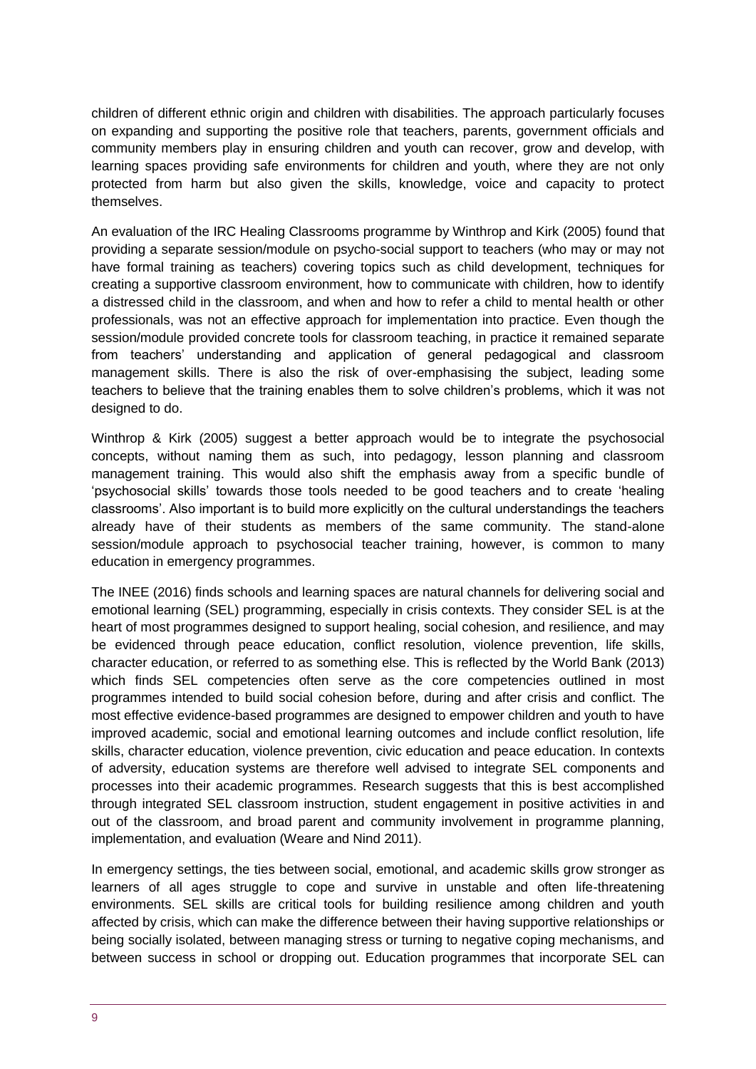children of different ethnic origin and children with disabilities. The approach particularly focuses on expanding and supporting the positive role that teachers, parents, government officials and community members play in ensuring children and youth can recover, grow and develop, with learning spaces providing safe environments for children and youth, where they are not only protected from harm but also given the skills, knowledge, voice and capacity to protect themselves.

An evaluation of the IRC Healing Classrooms programme by Winthrop and Kirk (2005) found that providing a separate session/module on psycho-social support to teachers (who may or may not have formal training as teachers) covering topics such as child development, techniques for creating a supportive classroom environment, how to communicate with children, how to identify a distressed child in the classroom, and when and how to refer a child to mental health or other professionals, was not an effective approach for implementation into practice. Even though the session/module provided concrete tools for classroom teaching, in practice it remained separate from teachers' understanding and application of general pedagogical and classroom management skills. There is also the risk of over-emphasising the subject, leading some teachers to believe that the training enables them to solve children's problems, which it was not designed to do.

Winthrop & Kirk (2005) suggest a better approach would be to integrate the psychosocial concepts, without naming them as such, into pedagogy, lesson planning and classroom management training. This would also shift the emphasis away from a specific bundle of 'psychosocial skills' towards those tools needed to be good teachers and to create 'healing classrooms'. Also important is to build more explicitly on the cultural understandings the teachers already have of their students as members of the same community. The stand-alone session/module approach to psychosocial teacher training, however, is common to many education in emergency programmes.

The INEE (2016) finds schools and learning spaces are natural channels for delivering social and emotional learning (SEL) programming, especially in crisis contexts. They consider SEL is at the heart of most programmes designed to support healing, social cohesion, and resilience, and may be evidenced through peace education, conflict resolution, violence prevention, life skills, character education, or referred to as something else. This is reflected by the World Bank (2013) which finds SEL competencies often serve as the core competencies outlined in most programmes intended to build social cohesion before, during and after crisis and conflict. The most effective evidence-based programmes are designed to empower children and youth to have improved academic, social and emotional learning outcomes and include conflict resolution, life skills, character education, violence prevention, civic education and peace education. In contexts of adversity, education systems are therefore well advised to integrate SEL components and processes into their academic programmes. Research suggests that this is best accomplished through integrated SEL classroom instruction, student engagement in positive activities in and out of the classroom, and broad parent and community involvement in programme planning, implementation, and evaluation (Weare and Nind 2011).

In emergency settings, the ties between social, emotional, and academic skills grow stronger as learners of all ages struggle to cope and survive in unstable and often life-threatening environments. SEL skills are critical tools for building resilience among children and youth affected by crisis, which can make the difference between their having supportive relationships or being socially isolated, between managing stress or turning to negative coping mechanisms, and between success in school or dropping out. Education programmes that incorporate SEL can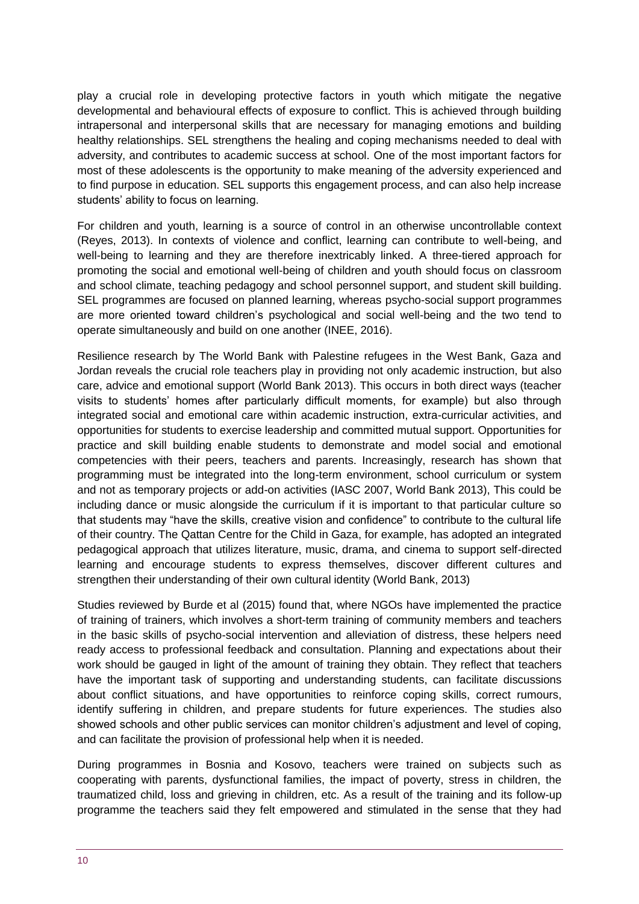play a crucial role in developing protective factors in youth which mitigate the negative developmental and behavioural effects of exposure to conflict. This is achieved through building intrapersonal and interpersonal skills that are necessary for managing emotions and building healthy relationships. SEL strengthens the healing and coping mechanisms needed to deal with adversity, and contributes to academic success at school. One of the most important factors for most of these adolescents is the opportunity to make meaning of the adversity experienced and to find purpose in education. SEL supports this engagement process, and can also help increase students' ability to focus on learning.

For children and youth, learning is a source of control in an otherwise uncontrollable context (Reyes, 2013). In contexts of violence and conflict, learning can contribute to well-being, and well-being to learning and they are therefore inextricably linked. A three-tiered approach for promoting the social and emotional well-being of children and youth should focus on classroom and school climate, teaching pedagogy and school personnel support, and student skill building. SEL programmes are focused on planned learning, whereas psycho-social support programmes are more oriented toward children's psychological and social well-being and the two tend to operate simultaneously and build on one another (INEE, 2016).

Resilience research by The World Bank with Palestine refugees in the West Bank, Gaza and Jordan reveals the crucial role teachers play in providing not only academic instruction, but also care, advice and emotional support (World Bank 2013). This occurs in both direct ways (teacher visits to students' homes after particularly difficult moments, for example) but also through integrated social and emotional care within academic instruction, extra-curricular activities, and opportunities for students to exercise leadership and committed mutual support. Opportunities for practice and skill building enable students to demonstrate and model social and emotional competencies with their peers, teachers and parents. Increasingly, research has shown that programming must be integrated into the long-term environment, school curriculum or system and not as temporary projects or add-on activities (IASC 2007, World Bank 2013), This could be including dance or music alongside the curriculum if it is important to that particular culture so that students may "have the skills, creative vision and confidence" to contribute to the cultural life of their country. The Qattan Centre for the Child in Gaza, for example, has adopted an integrated pedagogical approach that utilizes literature, music, drama, and cinema to support self-directed learning and encourage students to express themselves, discover different cultures and strengthen their understanding of their own cultural identity (World Bank, 2013)

Studies reviewed by Burde et al (2015) found that, where NGOs have implemented the practice of training of trainers, which involves a short-term training of community members and teachers in the basic skills of psycho-social intervention and alleviation of distress, these helpers need ready access to professional feedback and consultation. Planning and expectations about their work should be gauged in light of the amount of training they obtain. They reflect that teachers have the important task of supporting and understanding students, can facilitate discussions about conflict situations, and have opportunities to reinforce coping skills, correct rumours, identify suffering in children, and prepare students for future experiences. The studies also showed schools and other public services can monitor children's adjustment and level of coping, and can facilitate the provision of professional help when it is needed.

During programmes in Bosnia and Kosovo, teachers were trained on subjects such as cooperating with parents, dysfunctional families, the impact of poverty, stress in children, the traumatized child, loss and grieving in children, etc. As a result of the training and its follow-up programme the teachers said they felt empowered and stimulated in the sense that they had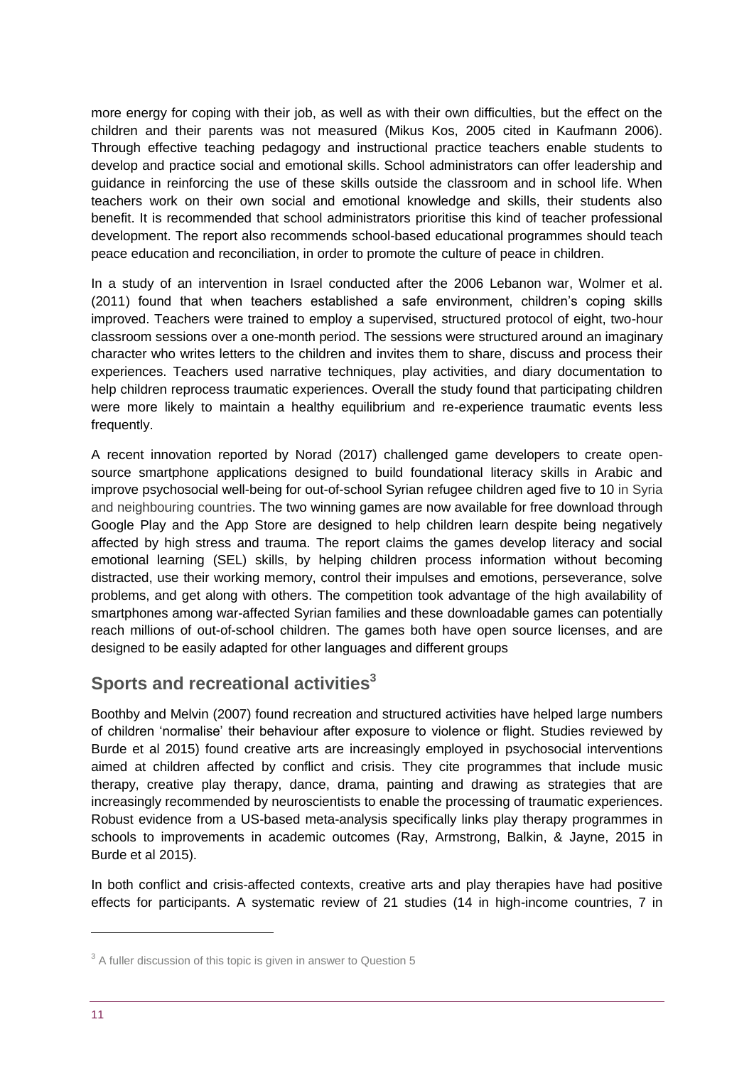more energy for coping with their job, as well as with their own difficulties, but the effect on the children and their parents was not measured (Mikus Kos, 2005 cited in Kaufmann 2006). Through effective teaching pedagogy and instructional practice teachers enable students to develop and practice social and emotional skills. School administrators can offer leadership and guidance in reinforcing the use of these skills outside the classroom and in school life. When teachers work on their own social and emotional knowledge and skills, their students also benefit. It is recommended that school administrators prioritise this kind of teacher professional development. The report also recommends school-based educational programmes should teach peace education and reconciliation, in order to promote the culture of peace in children.

In a study of an intervention in Israel conducted after the 2006 Lebanon war, Wolmer et al. (2011) found that when teachers established a safe environment, children's coping skills improved. Teachers were trained to employ a supervised, structured protocol of eight, two-hour classroom sessions over a one-month period. The sessions were structured around an imaginary character who writes letters to the children and invites them to share, discuss and process their experiences. Teachers used narrative techniques, play activities, and diary documentation to help children reprocess traumatic experiences. Overall the study found that participating children were more likely to maintain a healthy equilibrium and re-experience traumatic events less frequently.

A recent innovation reported by Norad (2017) challenged game developers to create open-source smartphone applications designed to build foundational literacy skills in Arabic and improve psychosocial well-being for out-of-school Syrian refugee children aged five to 10 in Syria and neighbouring countries. The two winning games are now available for free download through Google Play and the App Store are designed to help children learn despite being negatively affected by high stress and trauma. The report claims the games develop literacy and social emotional learning (SEL) skills, by helping children process information without becoming distracted, use their working memory, control their impulses and emotions, perseverance, solve problems, and get along with others. The competition took advantage of the high availability of smartphones among war-affected Syrian families and these downloadable games can potentially reach millions of out-of-school children. The games both have open source licenses, and are designed to be easily adapted for other languages and different groups

## Sports and recreational activities[3]

Boothby and Melvin (2007) found recreation and structured activities have helped large numbers of children 'normalise' their behaviour after exposure to violence or flight. Studies reviewed by Burde et al 2015) found creative arts are increasingly employed in psychosocial interventions aimed at children affected by conflict and crisis. They cite programmes that include music therapy, creative play therapy, dance, drama, painting and drawing as strategies that are increasingly recommended by neuroscientists to enable the processing of traumatic experiences. Robust evidence from a US-based meta-analysis specifically links play therapy programmes in schools to improvements in academic outcomes (Ray, Armstrong, Balkin, & Jayne, 2015 in Burde et al 2015).

In both conflict and crisis-affected contexts, creative arts and play therapies have had positive effects for participants. A systematic review of 21 studies (14 in high-income countries, 7 in

[3] A fuller discussion of this topic is given in answer to Question 5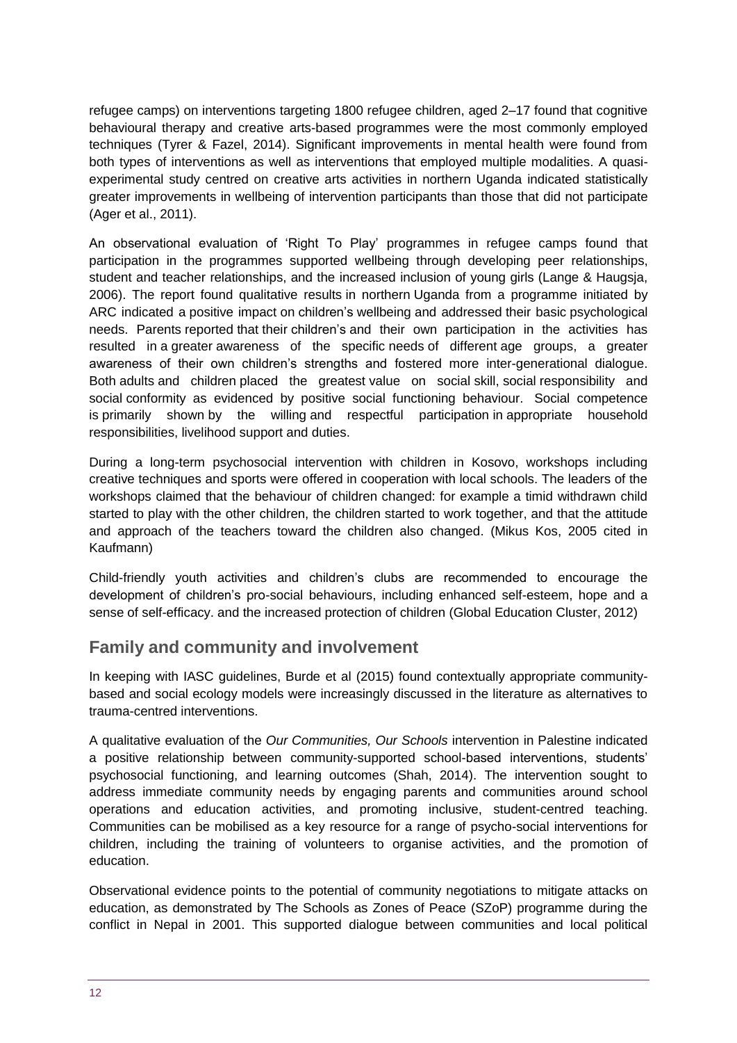refugee camps) on interventions targeting 1800 refugee children, aged 2–17 found that cognitive behavioural therapy and creative arts-based programmes were the most commonly employed techniques (Tyrer & Fazel, 2014). Significant improvements in mental health were found from both types of interventions as well as interventions that employed multiple modalities. A quasi-experimental study centred on creative arts activities in northern Uganda indicated statistically greater improvements in wellbeing of intervention participants than those that did not participate (Ager et al., 2011).

An observational evaluation of 'Right To Play' programmes in refugee camps found that participation in the programmes supported wellbeing through developing peer relationships, student and teacher relationships, and the increased inclusion of young girls (Lange & Haugsja, 2006). The report found qualitative results in northern Uganda from a programme initiated by ARC indicated a positive impact on children's wellbeing and addressed their basic psychological needs. Parents reported that their children's and their own participation in the activities has resulted in a greater awareness of the specific needs of different age groups, a greater awareness of their own children's strengths and fostered more inter-generational dialogue. Both adults and children placed the greatest value on social skill, social responsibility and social conformity as evidenced by positive social functioning behaviour. Social competence is primarily shown by the willing and respectful participation in appropriate household responsibilities, livelihood support and duties.

During a long-term psychosocial intervention with children in Kosovo, workshops including creative techniques and sports were offered in cooperation with local schools. The leaders of the workshops claimed that the behaviour of children changed: for example a timid withdrawn child started to play with the other children, the children started to work together, and that the attitude and approach of the teachers toward the children also changed. (Mikus Kos, 2005 cited in Kaufmann)

Child-friendly youth activities and children's clubs are recommended to encourage the development of children's pro-social behaviours, including enhanced self-esteem, hope and a sense of self-efficacy. and the increased protection of children (Global Education Cluster, 2012)

## Family and community and involvement

In keeping with IASC guidelines, Burde et al (2015) found contextually appropriate community-based and social ecology models were increasingly discussed in the literature as alternatives to trauma-centred interventions.

A qualitative evaluation of the *Our Communities, Our Schools* intervention in Palestine indicated a positive relationship between community-supported school-based interventions, students' psychosocial functioning, and learning outcomes (Shah, 2014). The intervention sought to address immediate community needs by engaging parents and communities around school operations and education activities, and promoting inclusive, student-centred teaching. Communities can be mobilised as a key resource for a range of psycho-social interventions for children, including the training of volunteers to organise activities, and the promotion of education.

Observational evidence points to the potential of community negotiations to mitigate attacks on education, as demonstrated by The Schools as Zones of Peace (SZoP) programme during the conflict in Nepal in 2001. This supported dialogue between communities and local political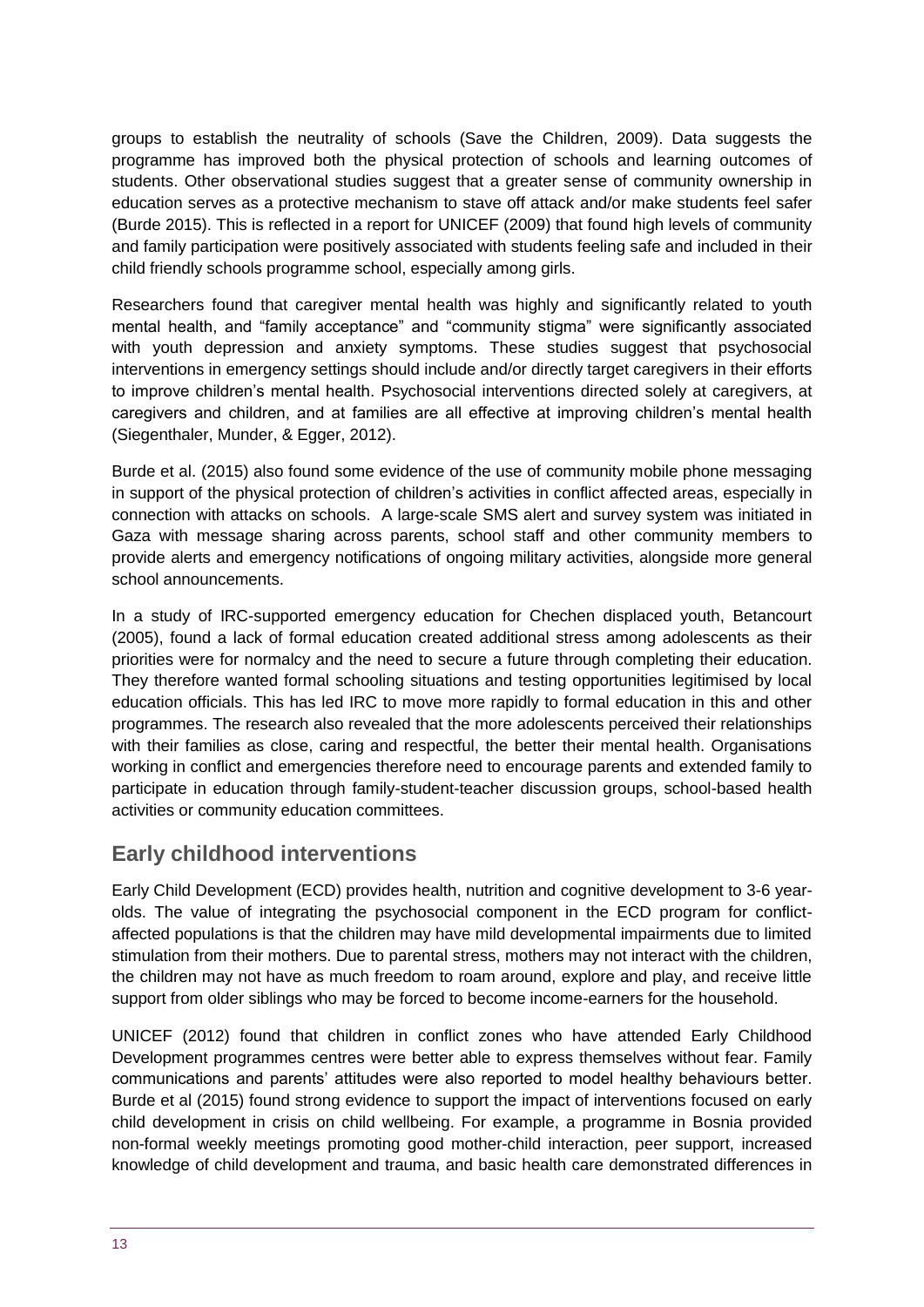groups to establish the neutrality of schools (Save the Children, 2009). Data suggests the programme has improved both the physical protection of schools and learning outcomes of students. Other observational studies suggest that a greater sense of community ownership in education serves as a protective mechanism to stave off attack and/or make students feel safer (Burde 2015). This is reflected in a report for UNICEF (2009) that found high levels of community and family participation were positively associated with students feeling safe and included in their child friendly schools programme school, especially among girls.

Researchers found that caregiver mental health was highly and significantly related to youth mental health, and "family acceptance" and "community stigma" were significantly associated with youth depression and anxiety symptoms. These studies suggest that psychosocial interventions in emergency settings should include and/or directly target caregivers in their efforts to improve children's mental health. Psychosocial interventions directed solely at caregivers, at caregivers and children, and at families are all effective at improving children's mental health (Siegenthaler, Munder, & Egger, 2012).

Burde et al. (2015) also found some evidence of the use of community mobile phone messaging in support of the physical protection of children's activities in conflict affected areas, especially in connection with attacks on schools. A large-scale SMS alert and survey system was initiated in Gaza with message sharing across parents, school staff and other community members to provide alerts and emergency notifications of ongoing military activities, alongside more general school announcements.

In a study of IRC-supported emergency education for Chechen displaced youth, Betancourt (2005), found a lack of formal education created additional stress among adolescents as their priorities were for normalcy and the need to secure a future through completing their education. They therefore wanted formal schooling situations and testing opportunities legitimised by local education officials. This has led IRC to move more rapidly to formal education in this and other programmes. The research also revealed that the more adolescents perceived their relationships with their families as close, caring and respectful, the better their mental health. Organisations working in conflict and emergencies therefore need to encourage parents and extended family to participate in education through family-student-teacher discussion groups, school-based health activities or community education committees.

## Early childhood interventions

Early Child Development (ECD) provides health, nutrition and cognitive development to 3-6 year-olds. The value of integrating the psychosocial component in the ECD program for conflict-affected populations is that the children may have mild developmental impairments due to limited stimulation from their mothers. Due to parental stress, mothers may not interact with the children, the children may not have as much freedom to roam around, explore and play, and receive little support from older siblings who may be forced to become income-earners for the household.

UNICEF (2012) found that children in conflict zones who have attended Early Childhood Development programmes centres were better able to express themselves without fear. Family communications and parents' attitudes were also reported to model healthy behaviours better. Burde et al (2015) found strong evidence to support the impact of interventions focused on early child development in crisis on child wellbeing. For example, a programme in Bosnia provided non-formal weekly meetings promoting good mother-child interaction, peer support, increased knowledge of child development and trauma, and basic health care demonstrated differences in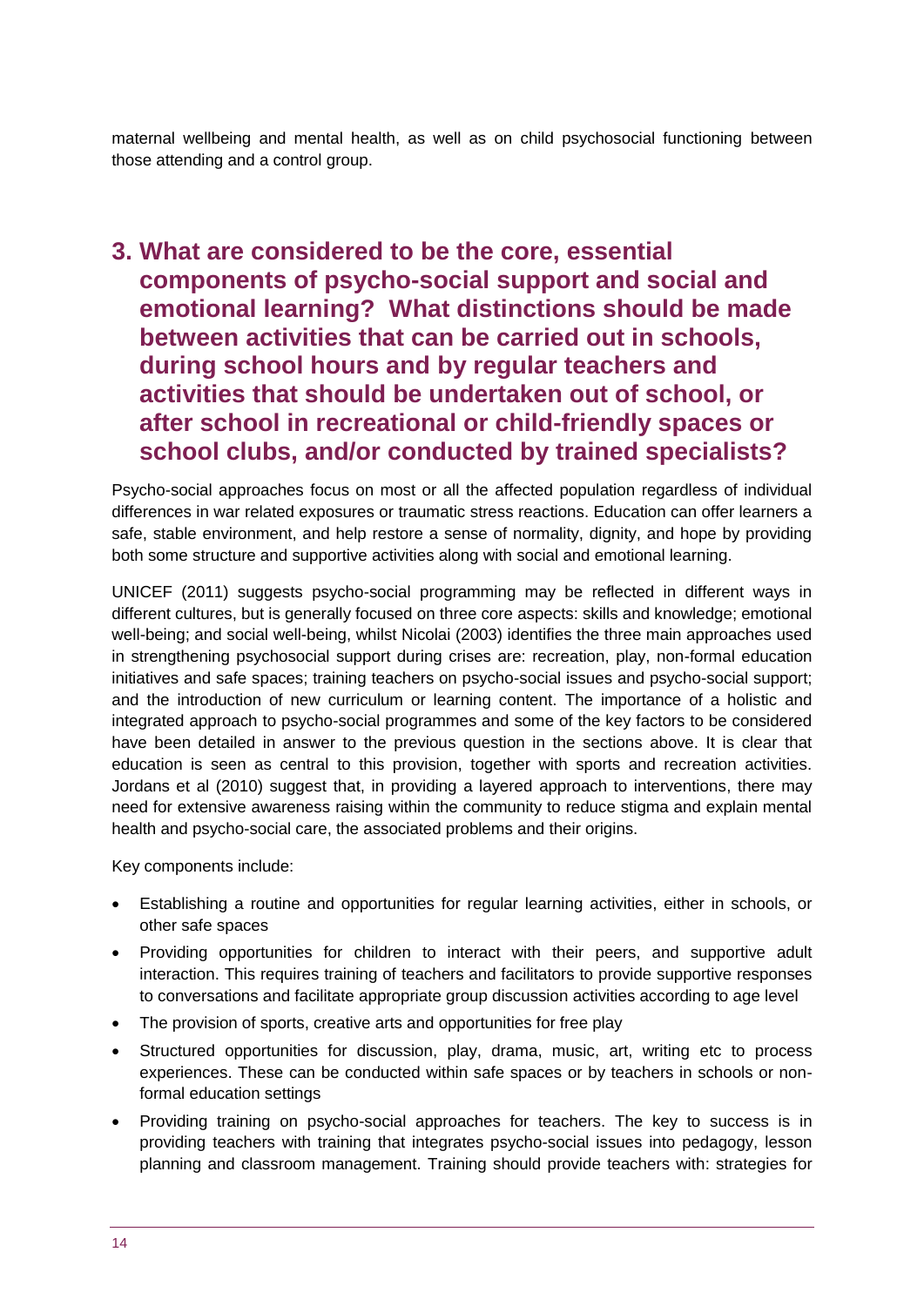maternal wellbeing and mental health, as well as on child psychosocial functioning between those attending and a control group.

## 3. What are considered to be the core, essential components of psycho-social support and social and emotional learning? What distinctions should be made between activities that can be carried out in schools, during school hours and by regular teachers and activities that should be undertaken out of school, or after school in recreational or child-friendly spaces or school clubs, and/or conducted by trained specialists?

Psycho-social approaches focus on most or all the affected population regardless of individual differences in war related exposures or traumatic stress reactions. Education can offer learners a safe, stable environment, and help restore a sense of normality, dignity, and hope by providing both some structure and supportive activities along with social and emotional learning.

UNICEF (2011) suggests psycho-social programming may be reflected in different ways in different cultures, but is generally focused on three core aspects: skills and knowledge; emotional well-being; and social well-being, whilst Nicolai (2003) identifies the three main approaches used in strengthening psychosocial support during crises are: recreation, play, non-formal education initiatives and safe spaces; training teachers on psycho-social issues and psycho-social support; and the introduction of new curriculum or learning content. The importance of a holistic and integrated approach to psycho-social programmes and some of the key factors to be considered have been detailed in answer to the previous question in the sections above. It is clear that education is seen as central to this provision, together with sports and recreation activities. Jordans et al (2010) suggest that, in providing a layered approach to interventions, there may need for extensive awareness raising within the community to reduce stigma and explain mental health and psycho-social care, the associated problems and their origins.

Key components include:

- Establishing a routine and opportunities for regular learning activities, either in schools, or other safe spaces
- Providing opportunities for children to interact with their peers, and supportive adult interaction. This requires training of teachers and facilitators to provide supportive responses to conversations and facilitate appropriate group discussion activities according to age level
- The provision of sports, creative arts and opportunities for free play
- Structured opportunities for discussion, play, drama, music, art, writing etc to process experiences. These can be conducted within safe spaces or by teachers in schools or non-formal education settings
- Providing training on psycho-social approaches for teachers. The key to success is in providing teachers with training that integrates psycho-social issues into pedagogy, lesson planning and classroom management. Training should provide teachers with: strategies for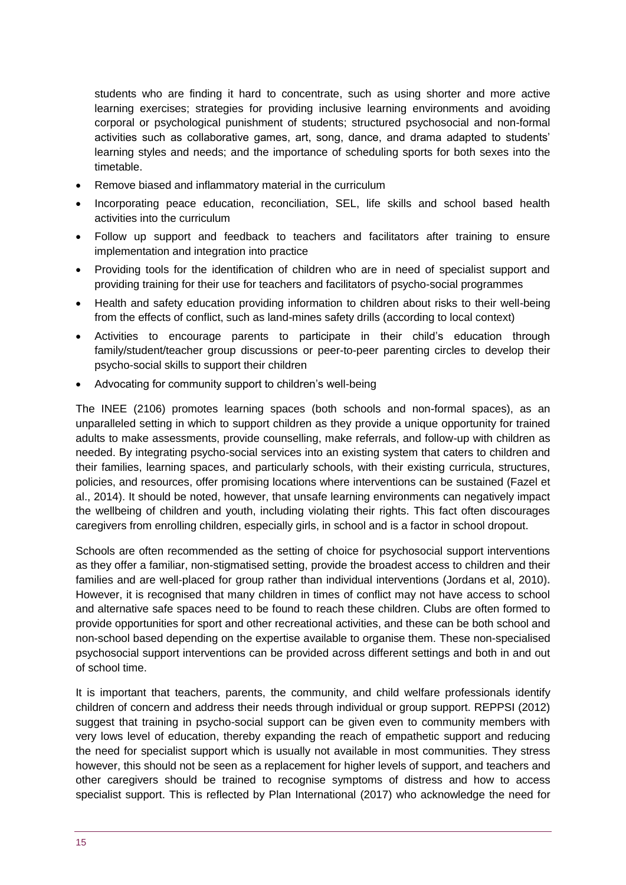students who are finding it hard to concentrate, such as using shorter and more active learning exercises; strategies for providing inclusive learning environments and avoiding corporal or psychological punishment of students; structured psychosocial and non-formal activities such as collaborative games, art, song, dance, and drama adapted to students' learning styles and needs; and the importance of scheduling sports for both sexes into the timetable.

- Remove biased and inflammatory material in the curriculum
- Incorporating peace education, reconciliation, SEL, life skills and school based health activities into the curriculum
- Follow up support and feedback to teachers and facilitators after training to ensure implementation and integration into practice
- Providing tools for the identification of children who are in need of specialist support and providing training for their use for teachers and facilitators of psycho-social programmes
- Health and safety education providing information to children about risks to their well-being from the effects of conflict, such as land-mines safety drills (according to local context)
- Activities to encourage parents to participate in their child's education through family/student/teacher group discussions or peer-to-peer parenting circles to develop their psycho-social skills to support their children
- Advocating for community support to children's well-being

The INEE (2106) promotes learning spaces (both schools and non-formal spaces), as an unparalleled setting in which to support children as they provide a unique opportunity for trained adults to make assessments, provide counselling, make referrals, and follow-up with children as needed. By integrating psycho-social services into an existing system that caters to children and their families, learning spaces, and particularly schools, with their existing curricula, structures, policies, and resources, offer promising locations where interventions can be sustained (Fazel et al., 2014). It should be noted, however, that unsafe learning environments can negatively impact the wellbeing of children and youth, including violating their rights. This fact often discourages caregivers from enrolling children, especially girls, in school and is a factor in school dropout.

Schools are often recommended as the setting of choice for psychosocial support interventions as they offer a familiar, non-stigmatised setting, provide the broadest access to children and their families and are well-placed for group rather than individual interventions (Jordans et al, 2010). However, it is recognised that many children in times of conflict may not have access to school and alternative safe spaces need to be found to reach these children. Clubs are often formed to provide opportunities for sport and other recreational activities, and these can be both school and non-school based depending on the expertise available to organise them. These non-specialised psychosocial support interventions can be provided across different settings and both in and out of school time.

It is important that teachers, parents, the community, and child welfare professionals identify children of concern and address their needs through individual or group support. REPPSI (2012) suggest that training in psycho-social support can be given even to community members with very lows level of education, thereby expanding the reach of empathetic support and reducing the need for specialist support which is usually not available in most communities. They stress however, this should not be seen as a replacement for higher levels of support, and teachers and other caregivers should be trained to recognise symptoms of distress and how to access specialist support. This is reflected by Plan International (2017) who acknowledge the need for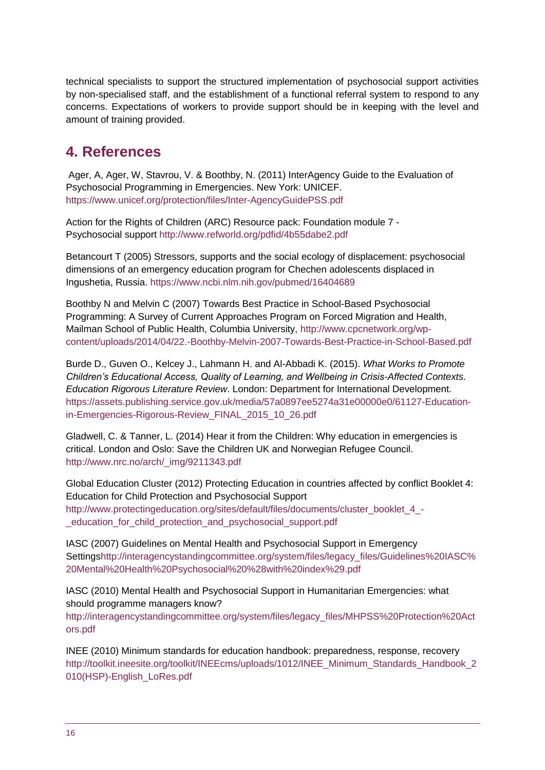technical specialists to support the structured implementation of psychosocial support activities by non-specialised staff, and the establishment of a functional referral system to respond to any concerns. Expectations of workers to provide support should be in keeping with the level and amount of training provided.

## 4. References

Ager, A, Ager, W, Stavrou, V. & Boothby, N. (2011) InterAgency Guide to the Evaluation of Psychosocial Programming in Emergencies. New York: UNICEF. https://www.unicef.org/protection/files/Inter-AgencyGuidePSS.pdf

Action for the Rights of Children (ARC) Resource pack: Foundation module 7 - Psychosocial support http://www.refworld.org/pdfid/4b55dabe2.pdf

Betancourt T (2005) Stressors, supports and the social ecology of displacement: psychosocial dimensions of an emergency education program for Chechen adolescents displaced in Ingushetia, Russia. https://www.ncbi.nlm.nih.gov/pubmed/16404689

Boothby N and Melvin C (2007) Towards Best Practice in School-Based Psychosocial Programming: A Survey of Current Approaches Program on Forced Migration and Health, Mailman School of Public Health, Columbia University, http://www.cpcnetwork.org/wp-content/uploads/2014/04/22.-Boothby-Melvin-2007-Towards-Best-Practice-in-School-Based.pdf

Burde D., Guven O., Kelcey J., Lahmann H. and Al-Abbadi K. (2015). *What Works to Promote Children's Educational Access, Quality of Learning, and Wellbeing in Crisis-Affected Contexts. Education Rigorous Literature Review*. London: Department for International Development. https://assets.publishing.service.gov.uk/media/57a0897ee5274a31e00000e0/61127-Education-in-Emergencies-Rigorous-Review_FINAL_2015_10_26.pdf

Gladwell, C. & Tanner, L. (2014) Hear it from the Children: Why education in emergencies is critical. London and Oslo: Save the Children UK and Norwegian Refugee Council. http://www.nrc.no/arch/_img/9211343.pdf

Global Education Cluster (2012) Protecting Education in countries affected by conflict Booklet 4: Education for Child Protection and Psychosocial Support http://www.protectingeducation.org/sites/default/files/documents/cluster_booklet_4_-_education_for_child_protection_and_psychosocial_support.pdf

IASC (2007) Guidelines on Mental Health and Psychosocial Support in Emergency Settingshttp://interagencystandingcommittee.org/system/files/legacy_files/Guidelines%20IASC%20Mental%20Health%20Psychosocial%20%28with%20index%29.pdf

IASC (2010) Mental Health and Psychosocial Support in Humanitarian Emergencies: what should programme managers know? http://interagencystandingcommittee.org/system/files/legacy_files/MHPSS%20Protection%20Actors.pdf

INEE (2010) Minimum standards for education handbook: preparedness, response, recovery http://toolkit.ineesite.org/toolkit/INEEcms/uploads/1012/INEE_Minimum_Standards_Handbook_2010(HSP)-English_LoRes.pdf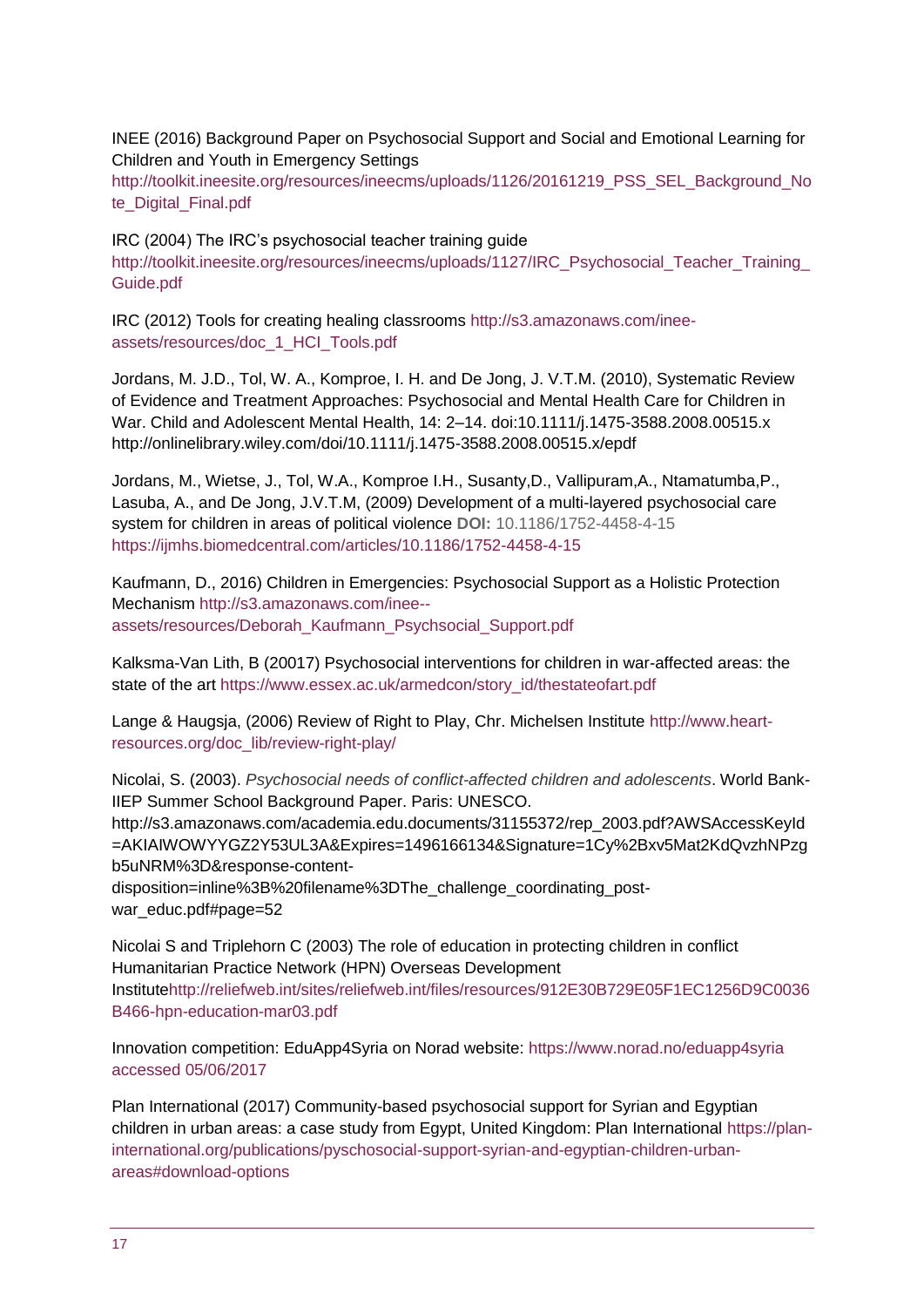INEE (2016) Background Paper on Psychosocial Support and Social and Emotional Learning for Children and Youth in Emergency Settings http://toolkit.ineesite.org/resources/ineecms/uploads/1126/20161219_PSS_SEL_Background_Note_Digital_Final.pdf

IRC (2004) The IRC's psychosocial teacher training guide http://toolkit.ineesite.org/resources/ineecms/uploads/1127/IRC_Psychosocial_Teacher_Training_Guide.pdf

IRC (2012) Tools for creating healing classrooms http://s3.amazonaws.com/inee-assets/resources/doc_1_HCI_Tools.pdf

Jordans, M. J.D., Tol, W. A., Komproe, I. H. and De Jong, J. V.T.M. (2010), Systematic Review of Evidence and Treatment Approaches: Psychosocial and Mental Health Care for Children in War. Child and Adolescent Mental Health, 14: 2–14. doi:10.1111/j.1475-3588.2008.00515.x http://onlinelibrary.wiley.com/doi/10.1111/j.1475-3588.2008.00515.x/epdf

Jordans, M., Wietse, J., Tol, W.A., Komproe I.H., Susanty,D., Vallipuram,A., Ntamatumba,P., Lasuba, A., and De Jong, J.V.T.M, (2009) Development of a multi-layered psychosocial care system for children in areas of political violence **DOI:** 10.1186/1752-4458-4-15 https://ijmhs.biomedcentral.com/articles/10.1186/1752-4458-4-15

Kaufmann, D., 2016) Children in Emergencies: Psychosocial Support as a Holistic Protection Mechanism http://s3.amazonaws.com/inee--assets/resources/Deborah_Kaufmann_Psychsocial_Support.pdf

Kalksma-Van Lith, B (20017) Psychosocial interventions for children in war-affected areas: the state of the art https://www.essex.ac.uk/armedcon/story_id/thestateofart.pdf

Lange & Haugsja, (2006) Review of Right to Play, Chr. Michelsen Institute http://www.heart-resources.org/doc_lib/review-right-play/

Nicolai, S. (2003). *Psychosocial needs of conflict-affected children and adolescents*. World Bank-IIEP Summer School Background Paper. Paris: UNESCO. http://s3.amazonaws.com/academia.edu.documents/31155372/rep_2003.pdf?AWSAccessKeyId=AKIAIWOWYYGZ2Y53UL3A&Expires=1496166134&Signature=1Cy%2Bxv5Mat2KdQvzhNPzgb5uNRM%3D&response-content-disposition=inline%3B%20filename%3DThe_challenge_coordinating_post-war_educ.pdf#page=52

Nicolai S and Triplehorn C (2003) The role of education in protecting children in conflict Humanitarian Practice Network (HPN) Overseas Development Institutehttp://reliefweb.int/sites/reliefweb.int/files/resources/912E30B729E05F1EC1256D9C0036B466-hpn-education-mar03.pdf

Innovation competition: EduApp4Syria on Norad website: https://www.norad.no/eduapp4syria accessed 05/06/2017

Plan International (2017) Community-based psychosocial support for Syrian and Egyptian children in urban areas: a case study from Egypt, United Kingdom: Plan International https://plan-international.org/publications/pyschosocial-support-syrian-and-egyptian-children-urban-areas#download-options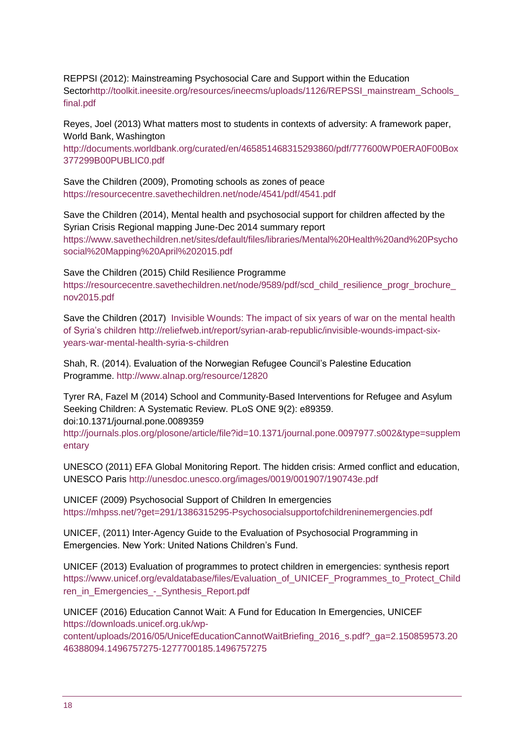REPPSI (2012): Mainstreaming Psychosocial Care and Support within the Education Sectorhttp://toolkit.ineesite.org/resources/ineecms/uploads/1126/REPSSI_mainstream_Schools_final.pdf

Reyes, Joel (2013) What matters most to students in contexts of adversity: A framework paper, World Bank, Washington
http://documents.worldbank.org/curated/en/465851468315293860/pdf/777600WP0ERA0F00Box377299B00PUBLIC0.pdf

Save the Children (2009), Promoting schools as zones of peace
https://resourcecentre.savethechildren.net/node/4541/pdf/4541.pdf

Save the Children (2014), Mental health and psychosocial support for children affected by the Syrian Crisis Regional mapping June-Dec 2014 summary report
https://www.savethechildren.net/sites/default/files/libraries/Mental%20Health%20and%20Psychosocial%20Mapping%20April%202015.pdf

Save the Children (2015) Child Resilience Programme
https://resourcecentre.savethechildren.net/node/9589/pdf/scd_child_resilience_progr_brochure_nov2015.pdf

Save the Children (2017) Invisible Wounds: The impact of six years of war on the mental health of Syria's children http://reliefweb.int/report/syrian-arab-republic/invisible-wounds-impact-six-years-war-mental-health-syria-s-children

Shah, R. (2014). Evaluation of the Norwegian Refugee Council's Palestine Education Programme. http://www.alnap.org/resource/12820

Tyrer RA, Fazel M (2014) School and Community-Based Interventions for Refugee and Asylum Seeking Children: A Systematic Review. PLoS ONE 9(2): e89359. doi:10.1371/journal.pone.0089359
http://journals.plos.org/plosone/article/file?id=10.1371/journal.pone.0097977.s002&type=supplementary

UNESCO (2011) EFA Global Monitoring Report. The hidden crisis: Armed conflict and education, UNESCO Paris http://unesdoc.unesco.org/images/0019/001907/190743e.pdf

UNICEF (2009) Psychosocial Support of Children In emergencies
https://mhpss.net/?get=291/1386315295-Psychosocialsupportofchildreninemergencies.pdf

UNICEF, (2011) Inter-Agency Guide to the Evaluation of Psychosocial Programming in Emergencies. New York: United Nations Children's Fund.

UNICEF (2013) Evaluation of programmes to protect children in emergencies: synthesis report
https://www.unicef.org/evaldatabase/files/Evaluation_of_UNICEF_Programmes_to_Protect_Children_in_Emergencies_-_Synthesis_Report.pdf

UNICEF (2016) Education Cannot Wait: A Fund for Education In Emergencies, UNICEF
https://downloads.unicef.org.uk/wp-content/uploads/2016/05/UnicefEducationCannotWaitBriefing_2016_s.pdf?_ga=2.150859573.2046388094.1496757275-1277700185.1496757275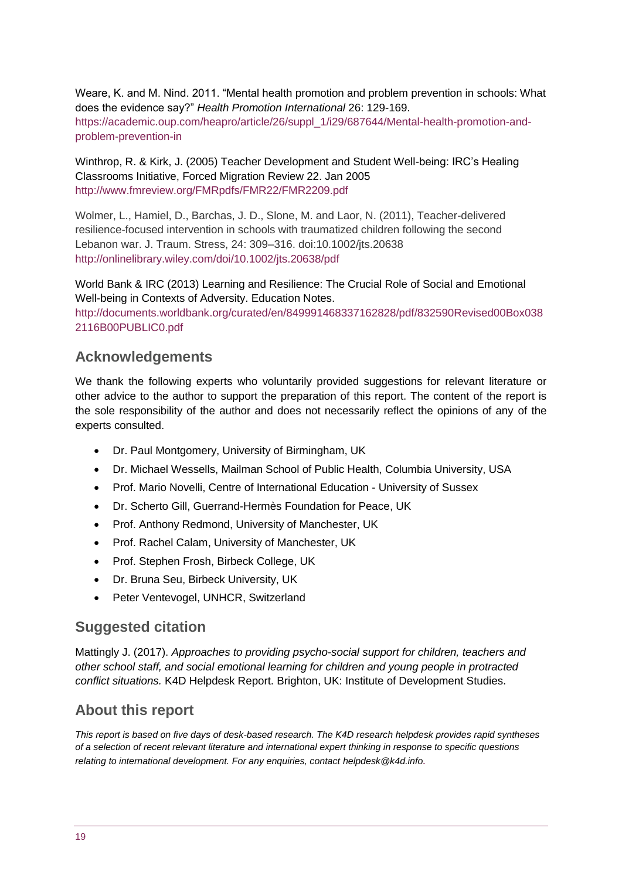Weare, K. and M. Nind. 2011. "Mental health promotion and problem prevention in schools: What does the evidence say?" *Health Promotion International* 26: 129-169. https://academic.oup.com/heapro/article/26/suppl_1/i29/687644/Mental-health-promotion-and-problem-prevention-in

Winthrop, R. & Kirk, J. (2005) Teacher Development and Student Well-being: IRC's Healing Classrooms Initiative, Forced Migration Review 22. Jan 2005 http://www.fmreview.org/FMRpdfs/FMR22/FMR2209.pdf

Wolmer, L., Hamiel, D., Barchas, J. D., Slone, M. and Laor, N. (2011), Teacher-delivered resilience-focused intervention in schools with traumatized children following the second Lebanon war. J. Traum. Stress, 24: 309–316. doi:10.1002/jts.20638 http://onlinelibrary.wiley.com/doi/10.1002/jts.20638/pdf

World Bank & IRC (2013) Learning and Resilience: The Crucial Role of Social and Emotional Well-being in Contexts of Adversity. Education Notes. http://documents.worldbank.org/curated/en/849991468337162828/pdf/832590Revised00Box0382116B00PUBLIC0.pdf

## Acknowledgements

We thank the following experts who voluntarily provided suggestions for relevant literature or other advice to the author to support the preparation of this report. The content of the report is the sole responsibility of the author and does not necessarily reflect the opinions of any of the experts consulted.

- Dr. Paul Montgomery, University of Birmingham, UK
- Dr. Michael Wessells, Mailman School of Public Health, Columbia University, USA
- Prof. Mario Novelli, Centre of International Education - University of Sussex
- Dr. Scherto Gill, Guerrand-Hermès Foundation for Peace, UK
- Prof. Anthony Redmond, University of Manchester, UK
- Prof. Rachel Calam, University of Manchester, UK
- Prof. Stephen Frosh, Birbeck College, UK
- Dr. Bruna Seu, Birbeck University, UK
- Peter Ventevogel, UNHCR, Switzerland

## Suggested citation

Mattingly J. (2017). *Approaches to providing psycho-social support for children, teachers and other school staff, and social emotional learning for children and young people in protracted conflict situations.* K4D Helpdesk Report. Brighton, UK: Institute of Development Studies.

## About this report

*This report is based on five days of desk-based research. The K4D research helpdesk provides rapid syntheses of a selection of recent relevant literature and international expert thinking in response to specific questions relating to international development. For any enquiries, contact helpdesk@k4d.info.*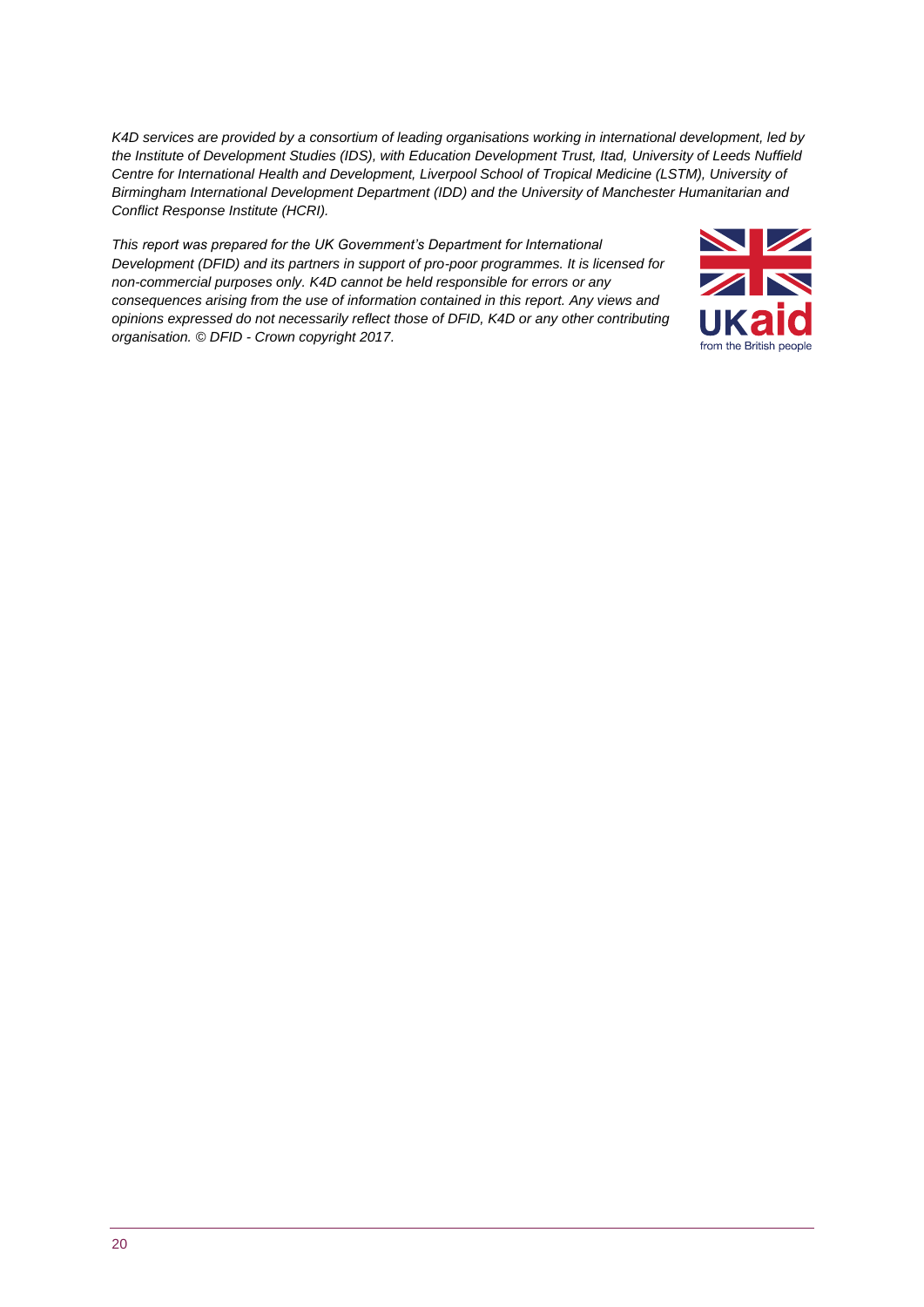*K4D services are provided by a consortium of leading organisations working in international development, led by the Institute of Development Studies (IDS), with Education Development Trust, Itad, University of Leeds Nuffield Centre for International Health and Development, Liverpool School of Tropical Medicine (LSTM), University of Birmingham International Development Department (IDD) and the University of Manchester Humanitarian and Conflict Response Institute (HCRI).*

*This report was prepared for the UK Government's Department for International Development (DFID) and its partners in support of pro-poor programmes. It is licensed for non-commercial purposes only. K4D cannot be held responsible for errors or any consequences arising from the use of information contained in this report. Any views and opinions expressed do not necessarily reflect those of DFID, K4D or any other contributing organisation. © DFID - Crown copyright 2017.*

UKaid
from the British people